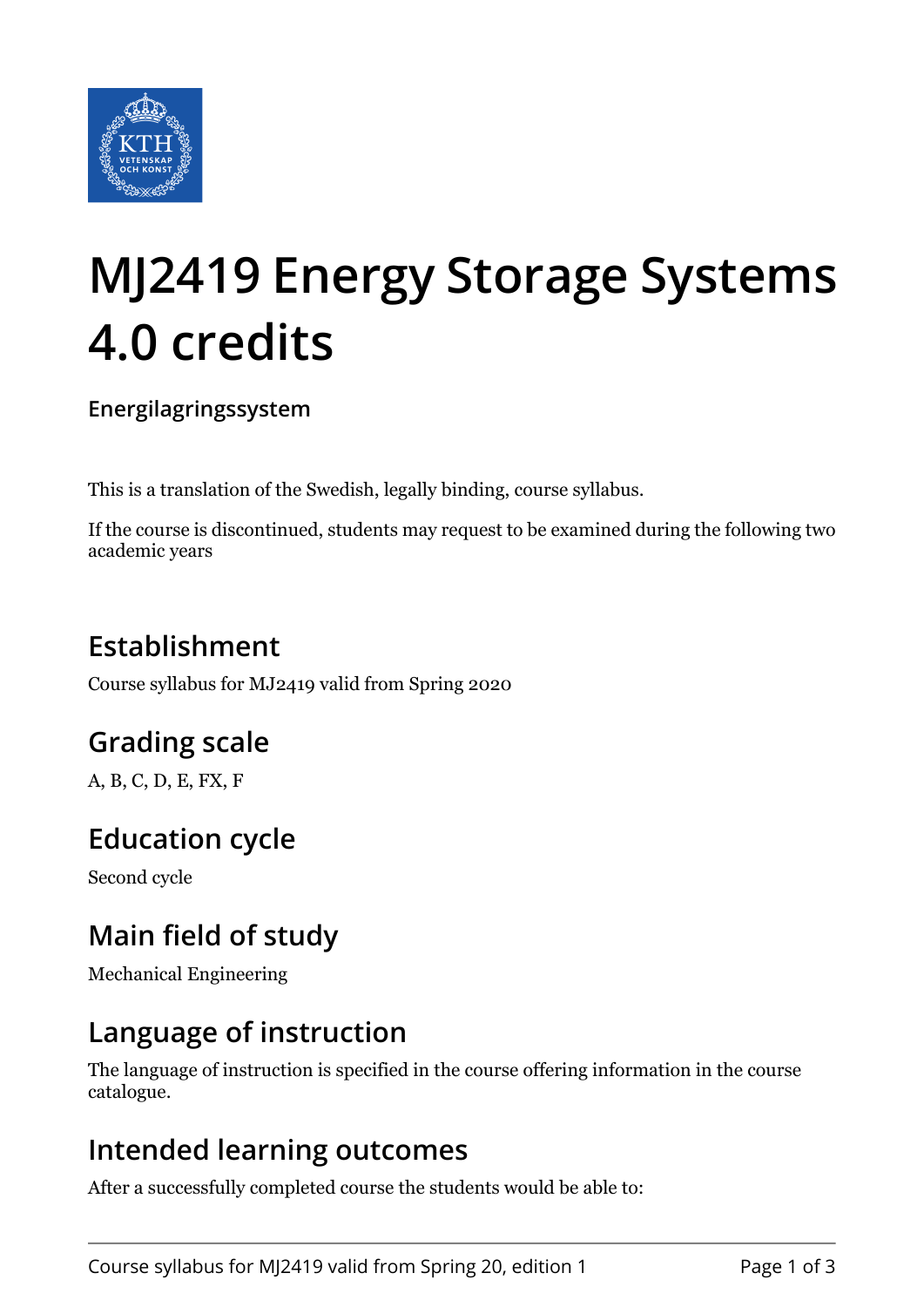# MJ2419 Energy Storage Systems 4.0 credits

**Energilagringssystem**

This is a translation of the Swedish, legally binding, course syllabus.

If the course is discontinued, students may request to be examined during the following two academic years

## Establishment

Course syllabus for MJ2419 valid from Spring 2020

## Grading scale

A, B, C, D, E, FX, F

## Education cycle

Second cycle

## Main field of study

Mechanical Engineering

## Language of instruction

The language of instruction is specified in the course offering information in the course catalogue.

## Intended learning outcomes

After a successfully completed course the students would be able to: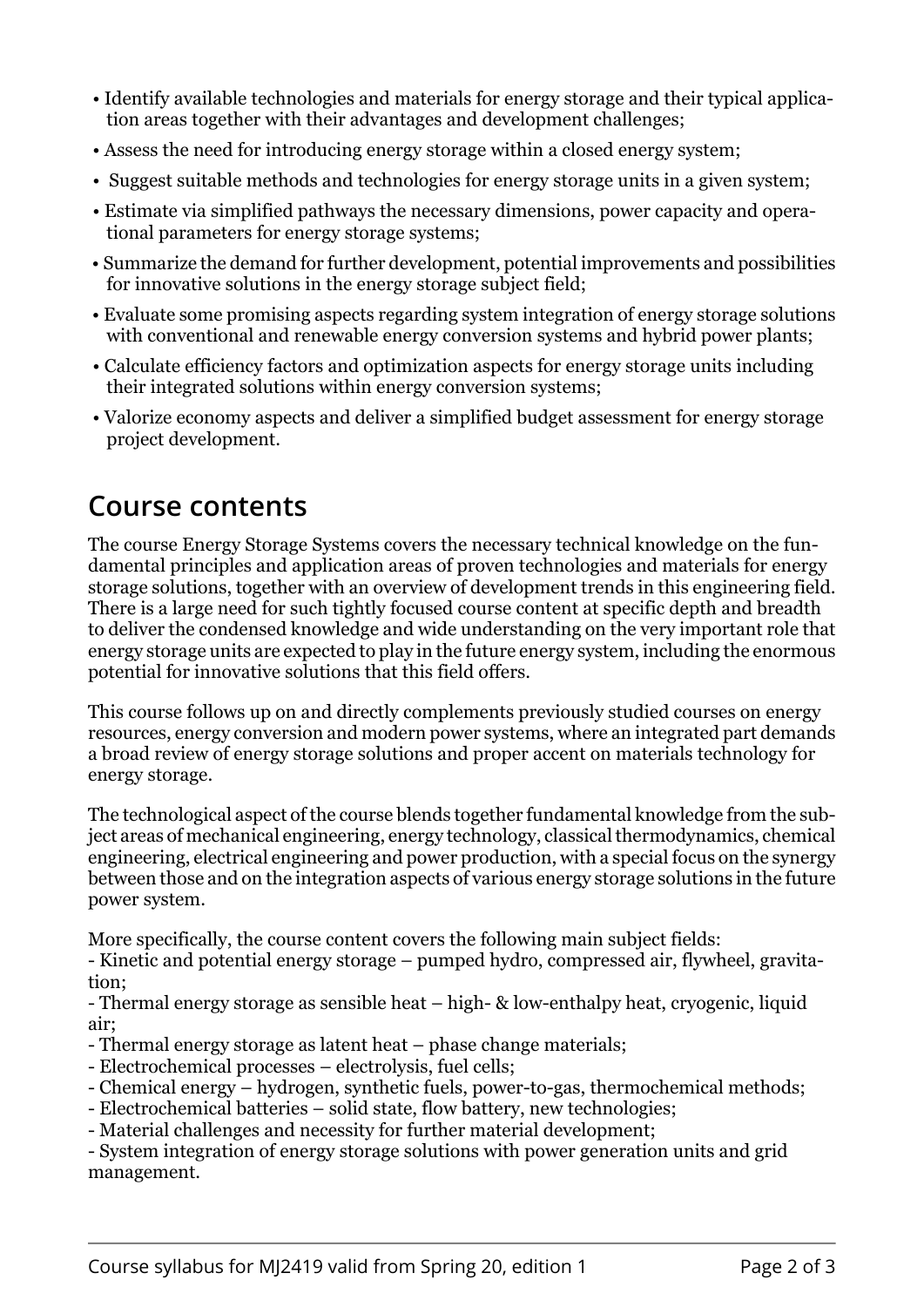- Identify available technologies and materials for energy storage and their typical application areas together with their advantages and development challenges;
- Assess the need for introducing energy storage within a closed energy system;
- Suggest suitable methods and technologies for energy storage units in a given system;
- Estimate via simplified pathways the necessary dimensions, power capacity and operational parameters for energy storage systems;
- Summarize the demand for further development, potential improvements and possibilities for innovative solutions in the energy storage subject field;
- Evaluate some promising aspects regarding system integration of energy storage solutions with conventional and renewable energy conversion systems and hybrid power plants;
- Calculate efficiency factors and optimization aspects for energy storage units including their integrated solutions within energy conversion systems;
- Valorize economy aspects and deliver a simplified budget assessment for energy storage project development.

## Course contents

The course Energy Storage Systems covers the necessary technical knowledge on the fundamental principles and application areas of proven technologies and materials for energy storage solutions, together with an overview of development trends in this engineering field. There is a large need for such tightly focused course content at specific depth and breadth to deliver the condensed knowledge and wide understanding on the very important role that energy storage units are expected to play in the future energy system, including the enormous potential for innovative solutions that this field offers.

This course follows up on and directly complements previously studied courses on energy resources, energy conversion and modern power systems, where an integrated part demands a broad review of energy storage solutions and proper accent on materials technology for energy storage.

The technological aspect of the course blends together fundamental knowledge from the subject areas of mechanical engineering, energy technology, classical thermodynamics, chemical engineering, electrical engineering and power production, with a special focus on the synergy between those and on the integration aspects of various energy storage solutions in the future power system.

More specifically, the course content covers the following main subject fields:
- Kinetic and potential energy storage – pumped hydro, compressed air, flywheel, gravitation;
- Thermal energy storage as sensible heat – high- & low-enthalpy heat, cryogenic, liquid air;
- Thermal energy storage as latent heat – phase change materials;
- Electrochemical processes – electrolysis, fuel cells;
- Chemical energy – hydrogen, synthetic fuels, power-to-gas, thermochemical methods;
- Electrochemical batteries – solid state, flow battery, new technologies;
- Material challenges and necessity for further material development;
- System integration of energy storage solutions with power generation units and grid management.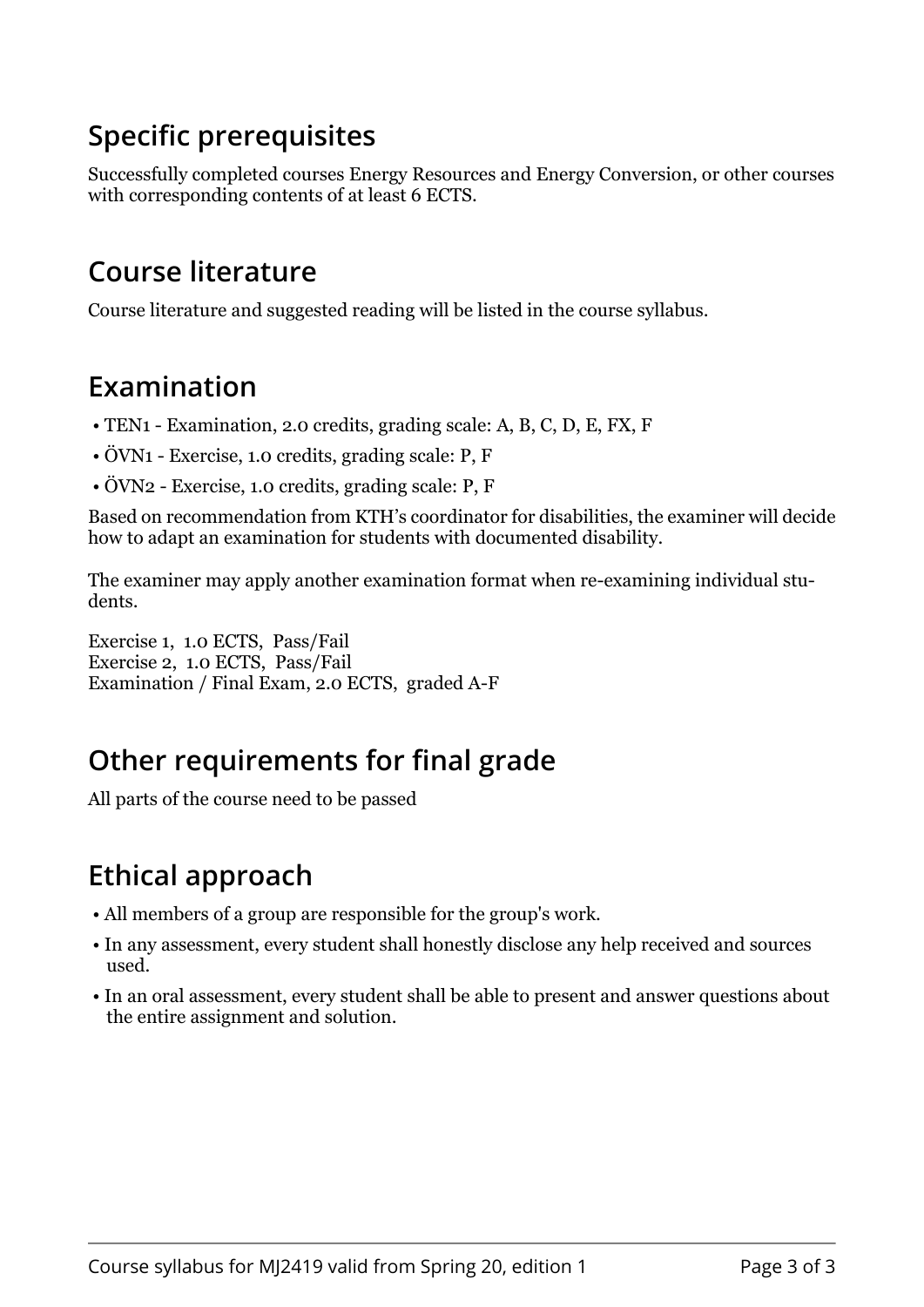## Specific prerequisites

Successfully completed courses Energy Resources and Energy Conversion, or other courses with corresponding contents of at least 6 ECTS.

## Course literature

Course literature and suggested reading will be listed in the course syllabus.

## Examination

- TEN1 - Examination, 2.0 credits, grading scale: A, B, C, D, E, FX, F
- ÖVN1 - Exercise, 1.0 credits, grading scale: P, F
- ÖVN2 - Exercise, 1.0 credits, grading scale: P, F

Based on recommendation from KTH's coordinator for disabilities, the examiner will decide how to adapt an examination for students with documented disability.

The examiner may apply another examination format when re-examining individual students.

Exercise 1, 1.0 ECTS, Pass/Fail
Exercise 2, 1.0 ECTS, Pass/Fail
Examination / Final Exam, 2.0 ECTS, graded A-F

## Other requirements for final grade

All parts of the course need to be passed

## Ethical approach

- All members of a group are responsible for the group's work.
- In any assessment, every student shall honestly disclose any help received and sources used.
- In an oral assessment, every student shall be able to present and answer questions about the entire assignment and solution.